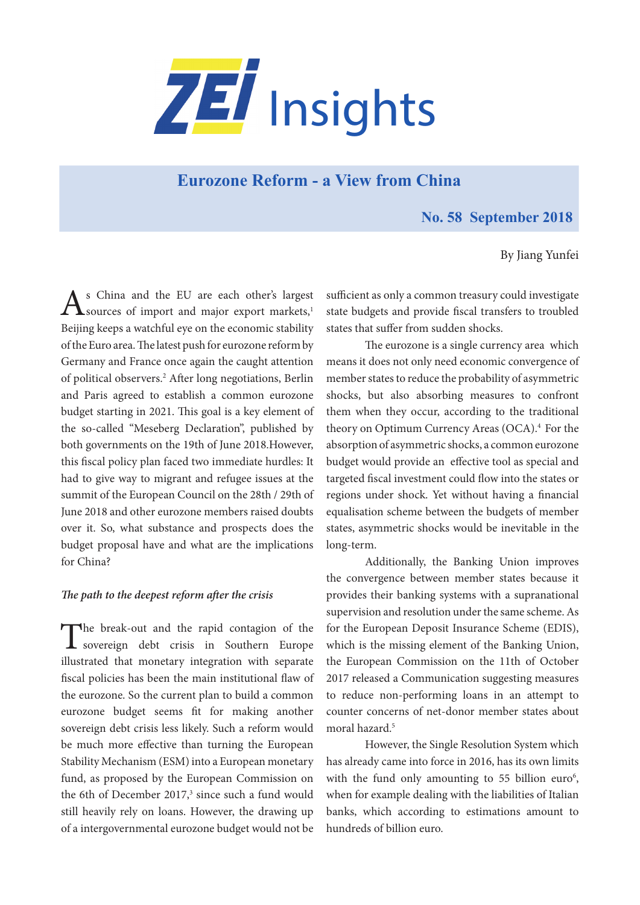# ZEI Insights

## Eurozone Reform - a View from China

**No. 58 September 2018**

By Jiang Yunfei

As China and the EU are each other's largest sources of import and major export markets,[1] Beijing keeps a watchful eye on the economic stability of the Euro area. The latest push for eurozone reform by Germany and France once again the caught attention of political observers.[2] After long negotiations, Berlin and Paris agreed to establish a common eurozone budget starting in 2021. This goal is a key element of the so-called "Meseberg Declaration", published by both governments on the 19th of June 2018.However, this fiscal policy plan faced two immediate hurdles: It had to give way to migrant and refugee issues at the summit of the European Council on the 28th / 29th of June 2018 and other eurozone members raised doubts over it. So, what substance and prospects does the budget proposal have and what are the implications for China?

*The path to the deepest reform after the crisis*

The break-out and the rapid contagion of the sovereign debt crisis in Southern Europe illustrated that monetary integration with separate fiscal policies has been the main institutional flaw of the eurozone. So the current plan to build a common eurozone budget seems fit for making another sovereign debt crisis less likely. Such a reform would be much more effective than turning the European Stability Mechanism (ESM) into a European monetary fund, as proposed by the European Commission on the 6th of December 2017,[3] since such a fund would still heavily rely on loans. However, the drawing up of a intergovernmental eurozone budget would not be sufficient as only a common treasury could investigate state budgets and provide fiscal transfers to troubled states that suffer from sudden shocks.

The eurozone is a single currency area which means it does not only need economic convergence of member states to reduce the probability of asymmetric shocks, but also absorbing measures to confront them when they occur, according to the traditional theory on Optimum Currency Areas (OCA).[4] For the absorption of asymmetric shocks, a common eurozone budget would provide an effective tool as special and targeted fiscal investment could flow into the states or regions under shock. Yet without having a financial equalisation scheme between the budgets of member states, asymmetric shocks would be inevitable in the long-term.

Additionally, the Banking Union improves the convergence between member states because it provides their banking systems with a supranational supervision and resolution under the same scheme. As for the European Deposit Insurance Scheme (EDIS), which is the missing element of the Banking Union, the European Commission on the 11th of October 2017 released a Communication suggesting measures to reduce non-performing loans in an attempt to counter concerns of net-donor member states about moral hazard.[5]

However, the Single Resolution System which has already came into force in 2016, has its own limits with the fund only amounting to 55 billion euro[6], when for example dealing with the liabilities of Italian banks, which according to estimations amount to hundreds of billion euro.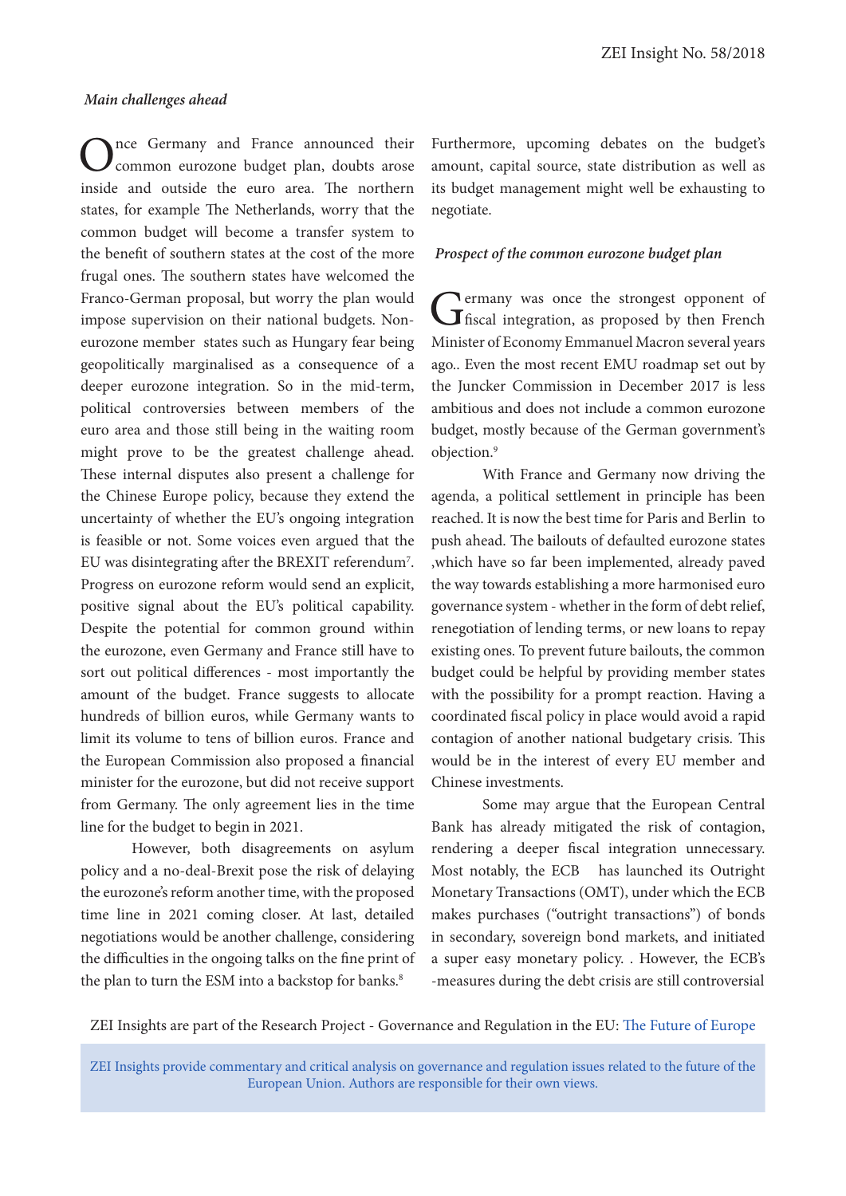### *Main challenges ahead*

Once Germany and France announced their common eurozone budget plan, doubts arose inside and outside the euro area. The northern states, for example The Netherlands, worry that the common budget will become a transfer system to the benefit of southern states at the cost of the more frugal ones. The southern states have welcomed the Franco-German proposal, but worry the plan would impose supervision on their national budgets. Non-eurozone member states such as Hungary fear being geopolitically marginalised as a consequence of a deeper eurozone integration. So in the mid-term, political controversies between members of the euro area and those still being in the waiting room might prove to be the greatest challenge ahead. These internal disputes also present a challenge for the Chinese Europe policy, because they extend the uncertainty of whether the EU's ongoing integration is feasible or not. Some voices even argued that the EU was disintegrating after the BREXIT referendum[7]. Progress on eurozone reform would send an explicit, positive signal about the EU's political capability. Despite the potential for common ground within the eurozone, even Germany and France still have to sort out political differences - most importantly the amount of the budget. France suggests to allocate hundreds of billion euros, while Germany wants to limit its volume to tens of billion euros. France and the European Commission also proposed a financial minister for the eurozone, but did not receive support from Germany. The only agreement lies in the time line for the budget to begin in 2021.

However, both disagreements on asylum policy and a no-deal-Brexit pose the risk of delaying the eurozone's reform another time, with the proposed time line in 2021 coming closer. At last, detailed negotiations would be another challenge, considering the difficulties in the ongoing talks on the fine print of the plan to turn the ESM into a backstop for banks.[8] Furthermore, upcoming debates on the budget's amount, capital source, state distribution as well as its budget management might well be exhausting to negotiate.

### *Prospect of the common eurozone budget plan*

Germany was once the strongest opponent of fiscal integration, as proposed by then French Minister of Economy Emmanuel Macron several years ago.. Even the most recent EMU roadmap set out by the Juncker Commission in December 2017 is less ambitious and does not include a common eurozone budget, mostly because of the German government's objection.[9]

With France and Germany now driving the agenda, a political settlement in principle has been reached. It is now the best time for Paris and Berlin to push ahead. The bailouts of defaulted eurozone states ,which have so far been implemented, already paved the way towards establishing a more harmonised euro governance system - whether in the form of debt relief, renegotiation of lending terms, or new loans to repay existing ones. To prevent future bailouts, the common budget could be helpful by providing member states with the possibility for a prompt reaction. Having a coordinated fiscal policy in place would avoid a rapid contagion of another national budgetary crisis. This would be in the interest of every EU member and Chinese investments.

Some may argue that the European Central Bank has already mitigated the risk of contagion, rendering a deeper fiscal integration unnecessary. Most notably, the ECB has launched its Outright Monetary Transactions (OMT), under which the ECB makes purchases ("outright transactions") of bonds in secondary, sovereign bond markets, and initiated a super easy monetary policy. . However, the ECB's -measures during the debt crisis are still controversial

ZEI Insights are part of the Research Project - Governance and Regulation in the EU: The Future of Europe

ZEI Insights provide commentary and critical analysis on governance and regulation issues related to the future of the European Union. Authors are responsible for their own views.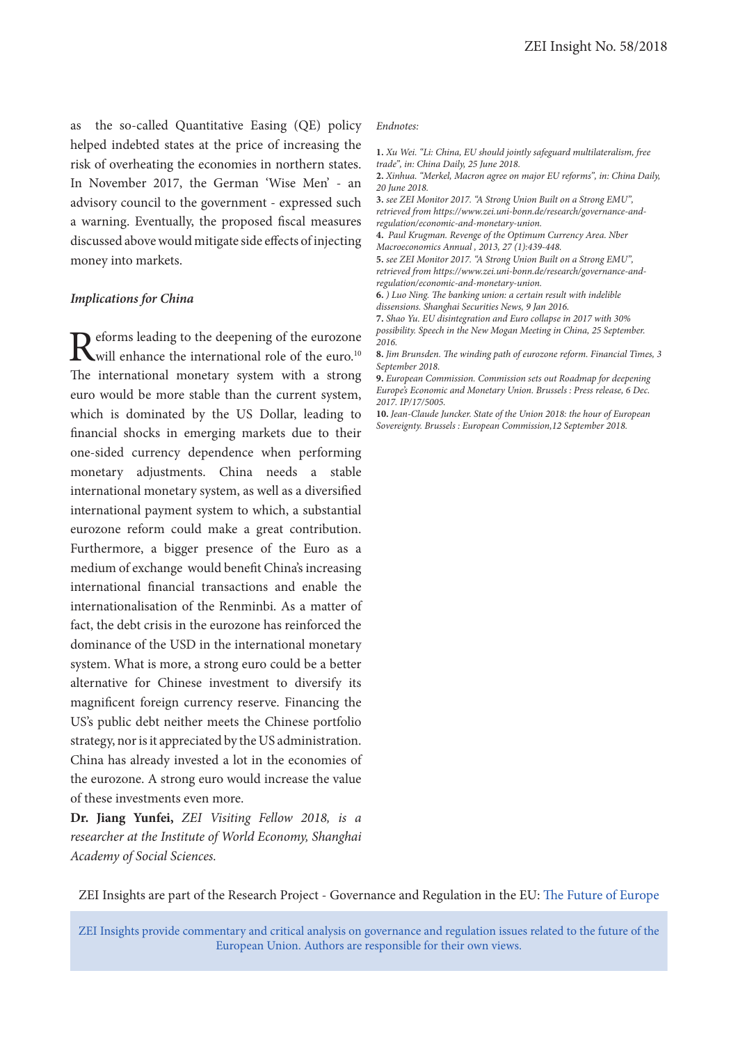as the so-called Quantitative Easing (QE) policy helped indebted states at the price of increasing the risk of overheating the economies in northern states. In November 2017, the German 'Wise Men' - an advisory council to the government - expressed such a warning. Eventually, the proposed fiscal measures discussed above would mitigate side effects of injecting money into markets.

### *Implications for China*

Reforms leading to the deepening of the eurozone will enhance the international role of the euro.[10] The international monetary system with a strong euro would be more stable than the current system, which is dominated by the US Dollar, leading to financial shocks in emerging markets due to their one-sided currency dependence when performing monetary adjustments. China needs a stable international monetary system, as well as a diversified international payment system to which, a substantial eurozone reform could make a great contribution. Furthermore, a bigger presence of the Euro as a medium of exchange would benefit China's increasing international financial transactions and enable the internationalisation of the Renminbi. As a matter of fact, the debt crisis in the eurozone has reinforced the dominance of the USD in the international monetary system. What is more, a strong euro could be a better alternative for Chinese investment to diversify its magnificent foreign currency reserve. Financing the US's public debt neither meets the Chinese portfolio strategy, nor is it appreciated by the US administration. China has already invested a lot in the economies of the eurozone. A strong euro would increase the value of these investments even more.

**Dr. Jiang Yunfei,** *ZEI Visiting Fellow 2018, is a researcher at the Institute of World Economy, Shanghai Academy of Social Sciences.*

*Endnotes:*

**1.** *Xu Wei. "Li: China, EU should jointly safeguard multilateralism, free trade", in: China Daily, 25 June 2018.*
**2.** *Xinhua. "Merkel, Macron agree on major EU reforms", in: China Daily, 20 June 2018.*
**3.** *see ZEI Monitor 2017. "A Strong Union Built on a Strong EMU", retrieved from https://www.zei.uni-bonn.de/research/governance-and-regulation/economic-and-monetary-union.*
**4.** *Paul Krugman. Revenge of the Optimum Currency Area. Nber Macroeconomics Annual , 2013, 27 (1):439-448.*
**5.** *see ZEI Monitor 2017. "A Strong Union Built on a Strong EMU", retrieved from https://www.zei.uni-bonn.de/research/governance-and-regulation/economic-and-monetary-union.*
**6.** *) Luo Ning. The banking union: a certain result with indelible dissensions. Shanghai Securities News, 9 Jan 2016.*
**7.** *Shao Yu. EU disintegration and Euro collapse in 2017 with 30% possibility. Speech in the New Mogan Meeting in China, 25 September. 2016.*
**8.** *Jim Brunsden. The winding path of eurozone reform. Financial Times, 3 September 2018.*
**9.** *European Commission. Commission sets out Roadmap for deepening Europe's Economic and Monetary Union. Brussels : Press release, 6 Dec. 2017. IP/17/5005.*
**10.** *Jean-Claude Juncker. State of the Union 2018: the hour of European Sovereignty. Brussels : European Commission,12 September 2018.*

ZEI Insights are part of the Research Project - Governance and Regulation in the EU: The Future of Europe

ZEI Insights provide commentary and critical analysis on governance and regulation issues related to the future of the European Union. Authors are responsible for their own views.